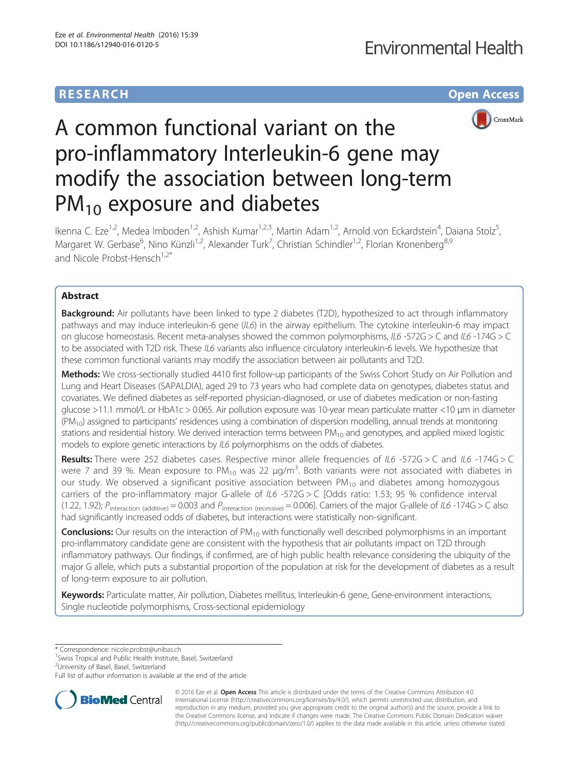# RESEARCH

# A common functional variant on the pro-inflammatory Interleukin-6 gene may modify the association between long-term $PM_{10}$ exposure and diabetes

Ikenna C. Eze[1,2], Medea Imboden[1,2], Ashish Kumar[1,2,3], Martin Adam[1,2], Arnold von Eckardstein[4], Daiana Stolz[5], Margaret W. Gerbase[6], Nino Künzli[1,2], Alexander Turk[7], Christian Schindler[1,2], Florian Kronenberg[8,9] and Nicole Probst-Hensch[1,2*]

## Abstract

**Background:** Air pollutants have been linked to type 2 diabetes (T2D), hypothesized to act through inflammatory pathways and may induce interleukin-6 gene (*IL6*) in the airway epithelium. The cytokine interleukin-6 may impact on glucose homeostasis. Recent meta-analyses showed the common polymorphisms, *IL6* -572G > C and *IL6* -174G > C to be associated with T2D risk. These *IL6* variants also influence circulatory interleukin-6 levels. We hypothesize that these common functional variants may modify the association between air pollutants and T2D.

**Methods:** We cross-sectionally studied 4410 first follow-up participants of the Swiss Cohort Study on Air Pollution and Lung and Heart Diseases (SAPALDIA), aged 29 to 73 years who had complete data on genotypes, diabetes status and covariates. We defined diabetes as self-reported physician-diagnosed, or use of diabetes medication or non-fasting glucose >11.1 mmol/L or HbA1c > 0.065. Air pollution exposure was 10-year mean particulate matter <10 μm in diameter ($PM_{10}$) assigned to participants' residences using a combination of dispersion modelling, annual trends at monitoring stations and residential history. We derived interaction terms between $PM_{10}$ and genotypes, and applied mixed logistic models to explore genetic interactions by *IL6* polymorphisms on the odds of diabetes.

**Results:** There were 252 diabetes cases. Respective minor allele frequencies of *IL6* -572G > C and *IL6* -174G > C were 7 and 39 %. Mean exposure to $PM_{10}$ was 22 μg/m$^3$. Both variants were not associated with diabetes in our study. We observed a significant positive association between $PM_{10}$ and diabetes among homozygous carriers of the pro-inflammatory major G-allele of *IL6* -572G > C [Odds ratio: 1.53; 95 % confidence interval (1.22, 1.92); $P_{\text{interaction (additive)}} = 0.003$ and $P_{\text{interaction (recessive)}} = 0.006$]. Carriers of the major G-allele of *IL6* -174G > C also had significantly increased odds of diabetes, but interactions were statistically non-significant.

**Conclusions:** Our results on the interaction of $PM_{10}$ with functionally well described polymorphisms in an important pro-inflammatory candidate gene are consistent with the hypothesis that air pollutants impact on T2D through inflammatory pathways. Our findings, if confirmed, are of high public health relevance considering the ubiquity of the major G allele, which puts a substantial proportion of the population at risk for the development of diabetes as a result of long-term exposure to air pollution.

**Keywords:** Particulate matter, Air pollution, Diabetes mellitus, Interleukin-6 gene, Gene-environment interactions, Single nucleotide polymorphisms, Cross-sectional epidemiology

\* Correspondence: nicole.probst@unibas.ch
[1]Swiss Tropical and Public Health Institute, Basel, Switzerland
[2]University of Basel, Basel, Switzerland
Full list of author information is available at the end of the article

© 2016 Eze et al. **Open Access** This article is distributed under the terms of the Creative Commons Attribution 4.0 International License (http://creativecommons.org/licenses/by/4.0/), which permits unrestricted use, distribution, and reproduction in any medium, provided you give appropriate credit to the original author(s) and the source, provide a link to the Creative Commons license, and indicate if changes were made. The Creative Commons Public Domain Dedication waiver (http://creativecommons.org/publicdomain/zero/1.0/) applies to the data made available in this article, unless otherwise stated.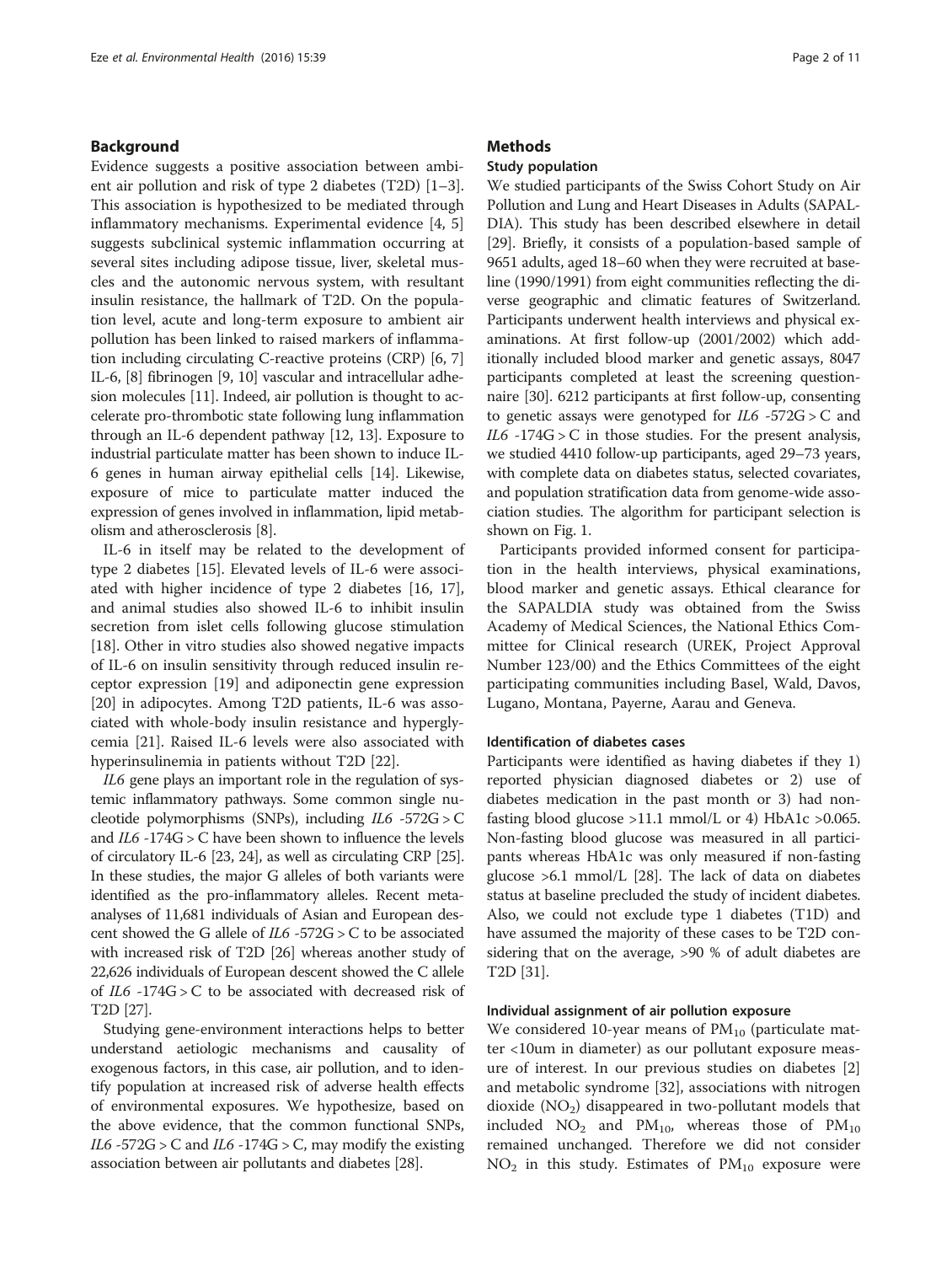## Background

Evidence suggests a positive association between ambient air pollution and risk of type 2 diabetes (T2D) [1–3]. This association is hypothesized to be mediated through inflammatory mechanisms. Experimental evidence [4, 5] suggests subclinical systemic inflammation occurring at several sites including adipose tissue, liver, skeletal muscles and the autonomic nervous system, with resultant insulin resistance, the hallmark of T2D. On the population level, acute and long-term exposure to ambient air pollution has been linked to raised markers of inflammation including circulating C-reactive proteins (CRP) [6, 7] IL-6, [8] fibrinogen [9, 10] vascular and intracellular adhesion molecules [11]. Indeed, air pollution is thought to accelerate pro-thrombotic state following lung inflammation through an IL-6 dependent pathway [12, 13]. Exposure to industrial particulate matter has been shown to induce IL-6 genes in human airway epithelial cells [14]. Likewise, exposure of mice to particulate matter induced the expression of genes involved in inflammation, lipid metabolism and atherosclerosis [8].

IL-6 in itself may be related to the development of type 2 diabetes [15]. Elevated levels of IL-6 were associated with higher incidence of type 2 diabetes [16, 17], and animal studies also showed IL-6 to inhibit insulin secretion from islet cells following glucose stimulation [18]. Other in vitro studies also showed negative impacts of IL-6 on insulin sensitivity through reduced insulin receptor expression [19] and adiponectin gene expression [20] in adipocytes. Among T2D patients, IL-6 was associated with whole-body insulin resistance and hyperglycemia [21]. Raised IL-6 levels were also associated with hyperinsulinemia in patients without T2D [22].

*IL6* gene plays an important role in the regulation of systemic inflammatory pathways. Some common single nucleotide polymorphisms (SNPs), including *IL6* -572G > C and *IL6* -174G > C have been shown to influence the levels of circulatory IL-6 [23, 24], as well as circulating CRP [25]. In these studies, the major G alleles of both variants were identified as the pro-inflammatory alleles. Recent meta-analyses of 11,681 individuals of Asian and European descent showed the G allele of *IL6* -572G > C to be associated with increased risk of T2D [26] whereas another study of 22,626 individuals of European descent showed the C allele of *IL6* -174G > C to be associated with decreased risk of T2D [27].

Studying gene-environment interactions helps to better understand aetiologic mechanisms and causality of exogenous factors, in this case, air pollution, and to identify population at increased risk of adverse health effects of environmental exposures. We hypothesize, based on the above evidence, that the common functional SNPs, *IL6* -572G > C and *IL6* -174G > C, may modify the existing association between air pollutants and diabetes [28].

## Methods

### Study population

We studied participants of the Swiss Cohort Study on Air Pollution and Lung and Heart Diseases in Adults (SAPALDIA). This study has been described elsewhere in detail [29]. Briefly, it consists of a population-based sample of 9651 adults, aged 18–60 when they were recruited at baseline (1990/1991) from eight communities reflecting the diverse geographic and climatic features of Switzerland. Participants underwent health interviews and physical examinations. At first follow-up (2001/2002) which additionally included blood marker and genetic assays, 8047 participants completed at least the screening questionnaire [30]. 6212 participants at first follow-up, consenting to genetic assays were genotyped for *IL6* -572G > C and *IL6* -174G > C in those studies. For the present analysis, we studied 4410 follow-up participants, aged 29–73 years, with complete data on diabetes status, selected covariates, and population stratification data from genome-wide association studies. The algorithm for participant selection is shown on Fig. 1.

Participants provided informed consent for participation in the health interviews, physical examinations, blood marker and genetic assays. Ethical clearance for the SAPALDIA study was obtained from the Swiss Academy of Medical Sciences, the National Ethics Committee for Clinical research (UREK, Project Approval Number 123/00) and the Ethics Committees of the eight participating communities including Basel, Wald, Davos, Lugano, Montana, Payerne, Aarau and Geneva.

### Identification of diabetes cases

Participants were identified as having diabetes if they 1) reported physician diagnosed diabetes or 2) use of diabetes medication in the past month or 3) had non-fasting blood glucose >11.1 mmol/L or 4) HbA1c >0.065. Non-fasting blood glucose was measured in all participants whereas HbA1c was only measured if non-fasting glucose >6.1 mmol/L [28]. The lack of data on diabetes status at baseline precluded the study of incident diabetes. Also, we could not exclude type 1 diabetes (T1D) and have assumed the majority of these cases to be T2D considering that on the average, >90 % of adult diabetes are T2D [31].

### Individual assignment of air pollution exposure

We considered 10-year means of $PM_{10}$ (particulate matter <10um in diameter) as our pollutant exposure measure of interest. In our previous studies on diabetes [2] and metabolic syndrome [32], associations with nitrogen dioxide ($NO_2$) disappeared in two-pollutant models that included $NO_2$ and $PM_{10}$, whereas those of $PM_{10}$ remained unchanged. Therefore we did not consider $NO_2$ in this study. Estimates of $PM_{10}$ exposure were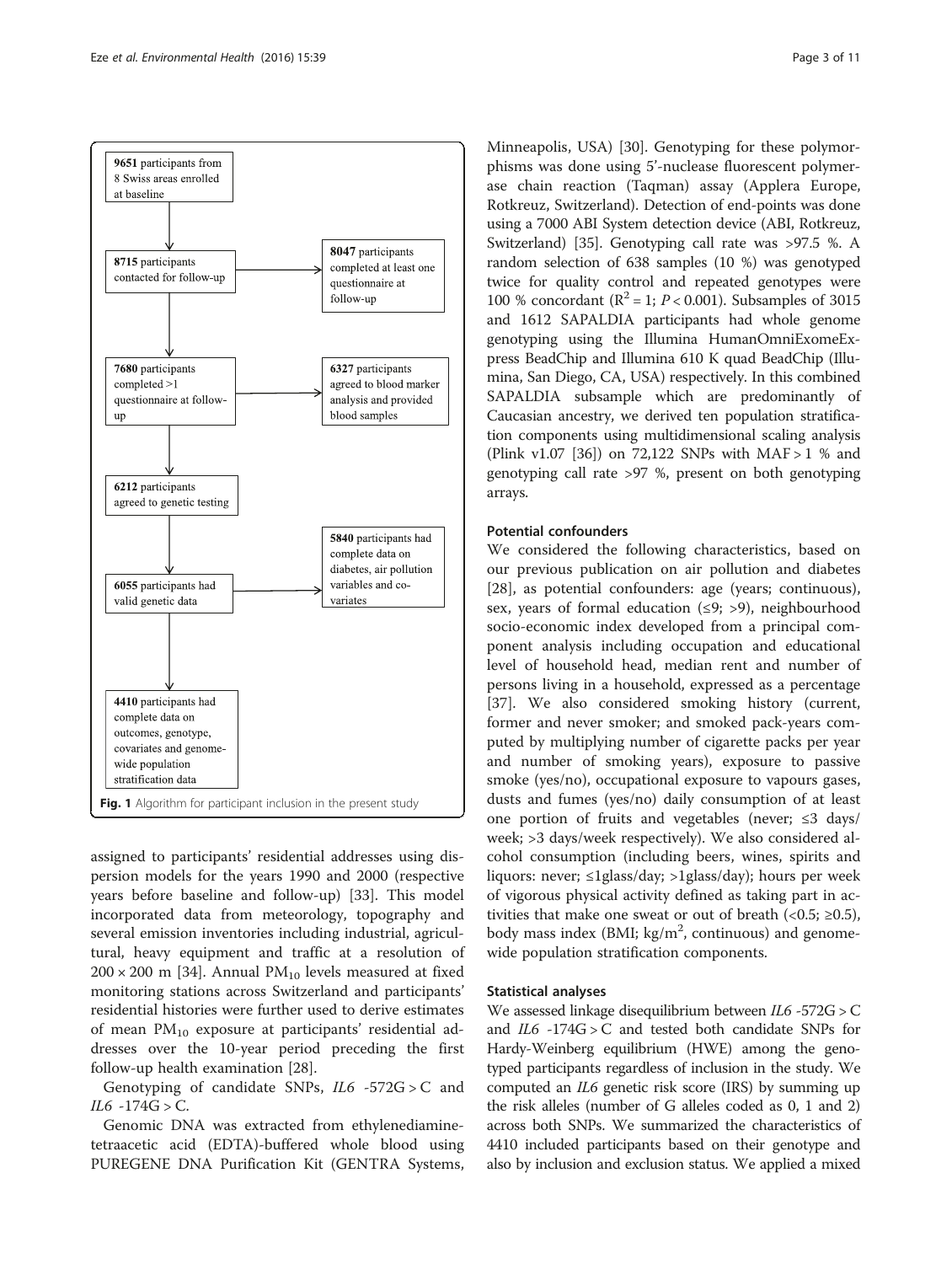9651 participants from 8 Swiss areas enrolled at baseline

8715 participants contacted for follow-up

8047 participants completed at least one questionnaire at follow-up

7680 participants completed >1 questionnaire at follow-up

6327 participants agreed to blood marker analysis and provided blood samples

6212 participants agreed to genetic testing

6055 participants had valid genetic data

5840 participants had complete data on diabetes, air pollution variables and co-variates

4410 participants had complete data on outcomes, genotype, covariates and genome-wide population stratification data

**Fig. 1** Algorithm for participant inclusion in the present study

assigned to participants' residential addresses using dispersion models for the years 1990 and 2000 (respective years before baseline and follow-up) [33]. This model incorporated data from meteorology, topography and several emission inventories including industrial, agricultural, heavy equipment and traffic at a resolution of $200 \times 200$ m [34]. Annual $PM_{10}$ levels measured at fixed monitoring stations across Switzerland and participants' residential histories were further used to derive estimates of mean $PM_{10}$ exposure at participants' residential addresses over the 10-year period preceding the first follow-up health examination [28].

Genotyping of candidate SNPs, *IL6* -572G > C and *IL6* -174G > C.

Genomic DNA was extracted from ethylenediaminetetraacetic acid (EDTA)-buffered whole blood using PUREGENE DNA Purification Kit (GENTRA Systems, Minneapolis, USA) [30]. Genotyping for these polymorphisms was done using 5'-nuclease fluorescent polymerase chain reaction (Taqman) assay (Applera Europe, Rotkreuz, Switzerland). Detection of end-points was done using a 7000 ABI System detection device (ABI, Rotkreuz, Switzerland) [35]. Genotyping call rate was >97.5 %. A random selection of 638 samples (10 %) was genotyped twice for quality control and repeated genotypes were 100 % concordant ($R^2 = 1$; $P < 0.001$). Subsamples of 3015 and 1612 SAPALDIA participants had whole genome genotyping using the Illumina HumanOmniExomeExpress BeadChip and Illumina 610 K quad BeadChip (Illumina, San Diego, CA, USA) respectively. In this combined SAPALDIA subsample which are predominantly of Caucasian ancestry, we derived ten population stratification components using multidimensional scaling analysis (Plink v1.07 [36]) on 72,122 SNPs with MAF > 1 % and genotyping call rate >97 %, present on both genotyping arrays.

### Potential confounders

We considered the following characteristics, based on our previous publication on air pollution and diabetes [28], as potential confounders: age (years; continuous), sex, years of formal education (≤9; >9), neighbourhood socio-economic index developed from a principal component analysis including occupation and educational level of household head, median rent and number of persons living in a household, expressed as a percentage [37]. We also considered smoking history (current, former and never smoker; and smoked pack-years computed by multiplying number of cigarette packs per year and number of smoking years), exposure to passive smoke (yes/no), occupational exposure to vapours gases, dusts and fumes (yes/no) daily consumption of at least one portion of fruits and vegetables (never; ≤3 days/week; >3 days/week respectively). We also considered alcohol consumption (including beers, wines, spirits and liquors: never; ≤1glass/day; >1glass/day); hours per week of vigorous physical activity defined as taking part in activities that make one sweat or out of breath (<0.5; ≥0.5), body mass index (BMI; $kg/m^2$, continuous) and genome-wide population stratification components.

### Statistical analyses

We assessed linkage disequilibrium between *IL6* -572G > C and *IL6* -174G > C and tested both candidate SNPs for Hardy-Weinberg equilibrium (HWE) among the genotyped participants regardless of inclusion in the study. We computed an *IL6* genetic risk score (IRS) by summing up the risk alleles (number of G alleles coded as 0, 1 and 2) across both SNPs. We summarized the characteristics of 4410 included participants based on their genotype and also by inclusion and exclusion status. We applied a mixed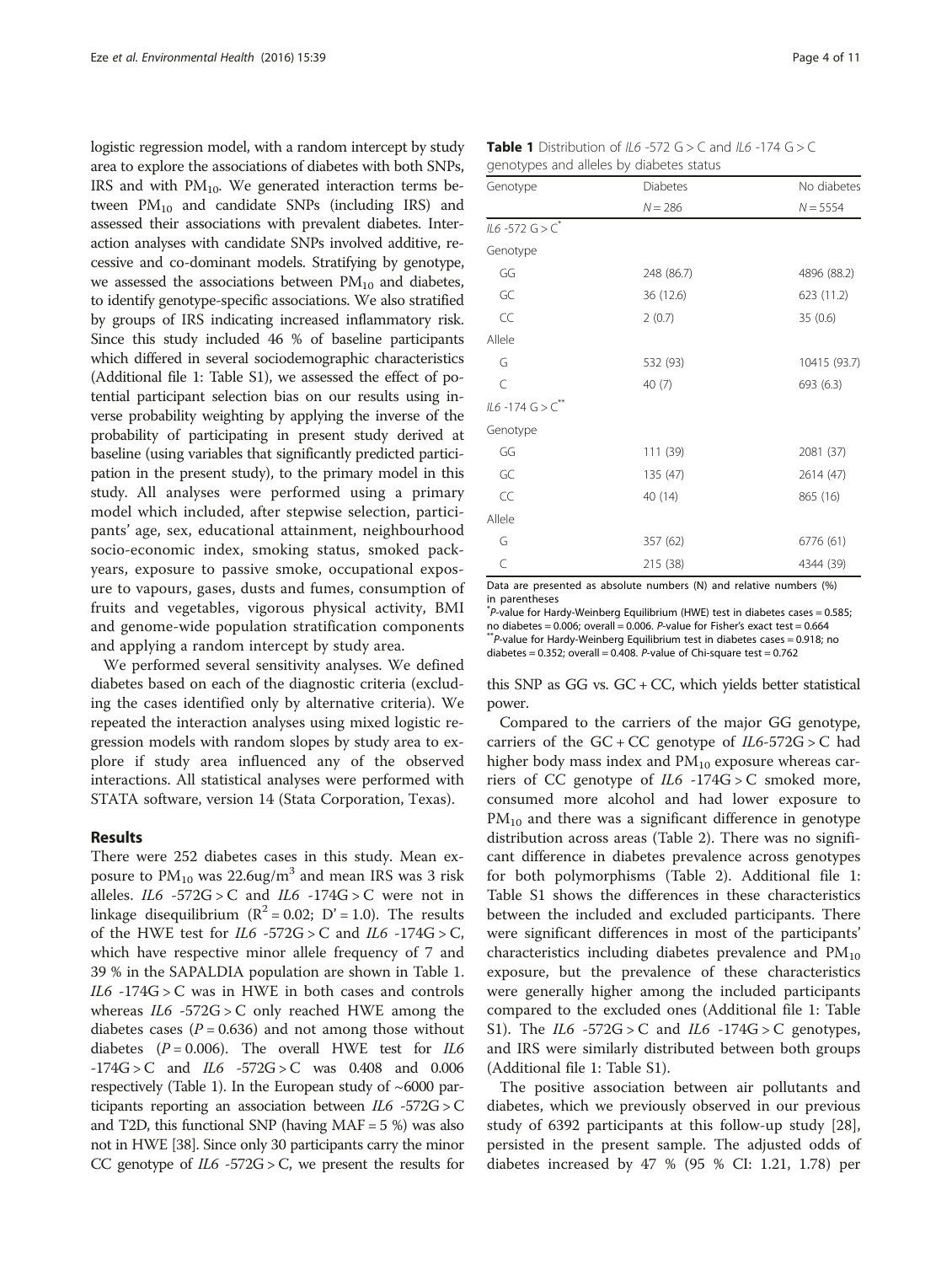logistic regression model, with a random intercept by study area to explore the associations of diabetes with both SNPs, IRS and with $PM_{10}$. We generated interaction terms between $PM_{10}$ and candidate SNPs (including IRS) and assessed their associations with prevalent diabetes. Interaction analyses with candidate SNPs involved additive, recessive and co-dominant models. Stratifying by genotype, we assessed the associations between $PM_{10}$ and diabetes, to identify genotype-specific associations. We also stratified by groups of IRS indicating increased inflammatory risk. Since this study included 46 % of baseline participants which differed in several sociodemographic characteristics (Additional file 1: Table S1), we assessed the effect of potential participant selection bias on our results using inverse probability weighting by applying the inverse of the probability of participating in present study derived at baseline (using variables that significantly predicted participation in the present study), to the primary model in this study. All analyses were performed using a primary model which included, after stepwise selection, participants' age, sex, educational attainment, neighbourhood socio-economic index, smoking status, smoked pack-years, exposure to passive smoke, occupational exposure to vapours, gases, dusts and fumes, consumption of fruits and vegetables, vigorous physical activity, BMI and genome-wide population stratification components and applying a random intercept by study area.

We performed several sensitivity analyses. We defined diabetes based on each of the diagnostic criteria (excluding the cases identified only by alternative criteria). We repeated the interaction analyses using mixed logistic regression models with random slopes by study area to explore if study area influenced any of the observed interactions. All statistical analyses were performed with STATA software, version 14 (Stata Corporation, Texas).

## Results

There were 252 diabetes cases in this study. Mean exposure to $PM_{10}$ was 22.6ug/$m^3$ and mean IRS was 3 risk alleles. *IL6* -572G > C and *IL6* -174G > C were not in linkage disequilibrium ($R^2$ = 0.02; D' = 1.0). The results of the HWE test for *IL6* -572G > C and *IL6* -174G > C, which have respective minor allele frequency of 7 and 39 % in the SAPALDIA population are shown in Table 1. *IL6* -174G > C was in HWE in both cases and controls whereas *IL6* -572G > C only reached HWE among the diabetes cases ($P$ = 0.636) and not among those without diabetes ($P$ = 0.006). The overall HWE test for *IL6* -174G > C and *IL6* -572G > C was 0.408 and 0.006 respectively (Table 1). In the European study of ~6000 participants reporting an association between *IL6* -572G > C and T2D, this functional SNP (having MAF = 5 %) was also not in HWE [38]. Since only 30 participants carry the minor CC genotype of *IL6* -572G > C, we present the results for this SNP as GG vs. GC + CC, which yields better statistical power.

**Table 1** Distribution of *IL6* -572 G > C and *IL6* -174 G > C genotypes and alleles by diabetes status

| Genotype | Diabetes | No diabetes |
|---|---|---|
| | N = 286 | N = 5554 |
| *IL6* -572 G > C* | | |
| Genotype | | |
| GG | 248 (86.7) | 4896 (88.2) |
| GC | 36 (12.6) | 623 (11.2) |
| CC | 2 (0.7) | 35 (0.6) |
| Allele | | |
| G | 532 (93) | 10415 (93.7) |
| C | 40 (7) | 693 (6.3) |
| *IL6* -174 G > C** | | |
| Genotype | | |
| GG | 111 (39) | 2081 (37) |
| GC | 135 (47) | 2614 (47) |
| CC | 40 (14) | 865 (16) |
| Allele | | |
| G | 357 (62) | 6776 (61) |
| C | 215 (38) | 4344 (39) |

Data are presented as absolute numbers (N) and relative numbers (%) in parentheses
*P-value for Hardy-Weinberg Equilibrium (HWE) test in diabetes cases = 0.585; no diabetes = 0.006; overall = 0.006. P-value for Fisher's exact test = 0.664
**P-value for Hardy-Weinberg Equilibrium test in diabetes cases = 0.918; no diabetes = 0.352; overall = 0.408. P-value of Chi-square test = 0.762

Compared to the carriers of the major GG genotype, carriers of the GC + CC genotype of *IL6*-572G > C had higher body mass index and $PM_{10}$ exposure whereas carriers of CC genotype of *IL6* -174G > C smoked more, consumed more alcohol and had lower exposure to $PM_{10}$ and there was a significant difference in genotype distribution across areas (Table 2). There was no significant difference in diabetes prevalence across genotypes for both polymorphisms (Table 2). Additional file 1: Table S1 shows the differences in these characteristics between the included and excluded participants. There were significant differences in most of the participants' characteristics including diabetes prevalence and $PM_{10}$ exposure, but the prevalence of these characteristics were generally higher among the included participants compared to the excluded ones (Additional file 1: Table S1). The *IL6* -572G > C and *IL6* -174G > C genotypes, and IRS were similarly distributed between both groups (Additional file 1: Table S1).

The positive association between air pollutants and diabetes, which we previously observed in our previous study of 6392 participants at this follow-up study [28], persisted in the present sample. The adjusted odds of diabetes increased by 47 % (95 % CI: 1.21, 1.78) per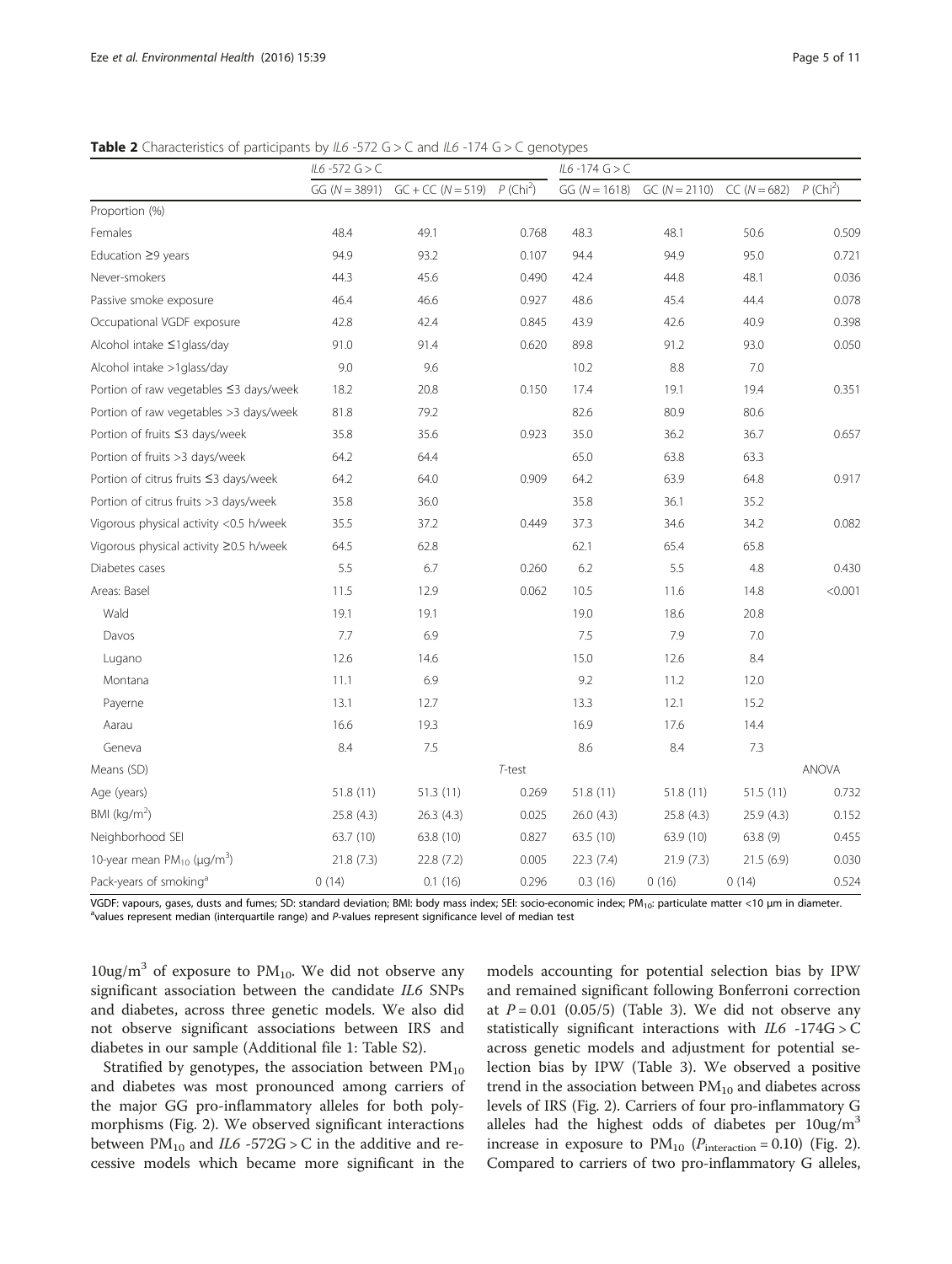**Table 2** Characteristics of participants by *IL6* -572 G > C and *IL6* -174 G > C genotypes

| | *IL6* -572 G > C | | | *IL6* -174 G > C | | | |
|---|---|---|---|---|---|---|---|
| | GG (N = 3891) | GC + CC (N = 519) | P (Chi$^2$) | GG (N = 1618) | GC (N = 2110) | CC (N = 682) | P (Chi$^2$) |
| Proportion (%) | | | | | | | |
| Females | 48.4 | 49.1 | 0.768 | 48.3 | 48.1 | 50.6 | 0.509 |
| Education ≥9 years | 94.9 | 93.2 | 0.107 | 94.4 | 94.9 | 95.0 | 0.721 |
| Never-smokers | 44.3 | 45.6 | 0.490 | 42.4 | 44.8 | 48.1 | 0.036 |
| Passive smoke exposure | 46.4 | 46.6 | 0.927 | 48.6 | 45.4 | 44.4 | 0.078 |
| Occupational VGDF exposure | 42.8 | 42.4 | 0.845 | 43.9 | 42.6 | 40.9 | 0.398 |
| Alcohol intake ≤1glass/day | 91.0 | 91.4 | 0.620 | 89.8 | 91.2 | 93.0 | 0.050 |
| Alcohol intake >1glass/day | 9.0 | 9.6 | | 10.2 | 8.8 | 7.0 | |
| Portion of raw vegetables ≤3 days/week | 18.2 | 20.8 | 0.150 | 17.4 | 19.1 | 19.4 | 0.351 |
| Portion of raw vegetables >3 days/week | 81.8 | 79.2 | | 82.6 | 80.9 | 80.6 | |
| Portion of fruits ≤3 days/week | 35.8 | 35.6 | 0.923 | 35.0 | 36.2 | 36.7 | 0.657 |
| Portion of fruits >3 days/week | 64.2 | 64.4 | | 65.0 | 63.8 | 63.3 | |
| Portion of citrus fruits ≤3 days/week | 64.2 | 64.0 | 0.909 | 64.2 | 63.9 | 64.8 | 0.917 |
| Portion of citrus fruits >3 days/week | 35.8 | 36.0 | | 35.8 | 36.1 | 35.2 | |
| Vigorous physical activity <0.5 h/week | 35.5 | 37.2 | 0.449 | 37.3 | 34.6 | 34.2 | 0.082 |
| Vigorous physical activity ≥0.5 h/week | 64.5 | 62.8 | | 62.1 | 65.4 | 65.8 | |
| Diabetes cases | 5.5 | 6.7 | 0.260 | 6.2 | 5.5 | 4.8 | 0.430 |
| Areas: Basel | 11.5 | 12.9 | 0.062 | 10.5 | 11.6 | 14.8 | <0.001 |
| Wald | 19.1 | 19.1 | | 19.0 | 18.6 | 20.8 | |
| Davos | 7.7 | 6.9 | | 7.5 | 7.9 | 7.0 | |
| Lugano | 12.6 | 14.6 | | 15.0 | 12.6 | 8.4 | |
| Montana | 11.1 | 6.9 | | 9.2 | 11.2 | 12.0 | |
| Payerne | 13.1 | 12.7 | | 13.3 | 12.1 | 15.2 | |
| Aarau | 16.6 | 19.3 | | 16.9 | 17.6 | 14.4 | |
| Geneva | 8.4 | 7.5 | | 8.6 | 8.4 | 7.3 | |
| Means (SD) | | | T-test | | | | ANOVA |
| Age (years) | 51.8 (11) | 51.3 (11) | 0.269 | 51.8 (11) | 51.8 (11) | 51.5 (11) | 0.732 |
| BMI (kg/m$^2$) | 25.8 (4.3) | 26.3 (4.3) | 0.025 | 26.0 (4.3) | 25.8 (4.3) | 25.9 (4.3) | 0.152 |
| Neighborhood SEI | 63.7 (10) | 63.8 (10) | 0.827 | 63.5 (10) | 63.9 (10) | 63.8 (9) | 0.455 |
| 10-year mean $PM_{10}$ (μg/m$^3$) | 21.8 (7.3) | 22.8 (7.2) | 0.005 | 22.3 (7.4) | 21.9 (7.3) | 21.5 (6.9) | 0.030 |
| Pack-years of smoking[a] | 0 (14) | 0.1 (16) | 0.296 | 0.3 (16) | 0 (16) | 0 (14) | 0.524 |

VGDF: vapours, gases, dusts and fumes; SD: standard deviation; BMI: body mass index; SEI: socio-economic index; $PM_{10}$: particulate matter <10 μm in diameter.
[a]values represent median (interquartile range) and P-values represent significance level of median test

10ug/m$^3$ of exposure to $PM_{10}$. We did not observe any significant association between the candidate *IL6* SNPs and diabetes, across three genetic models. We also did not observe significant associations between IRS and diabetes in our sample (Additional file 1: Table S2).

Stratified by genotypes, the association between $PM_{10}$ and diabetes was most pronounced among carriers of the major GG pro-inflammatory alleles for both polymorphisms (Fig. 2). We observed significant interactions between $PM_{10}$ and *IL6* -572G > C in the additive and recessive models which became more significant in the models accounting for potential selection bias by IPW and remained significant following Bonferroni correction at $P = 0.01$ (0.05/5) (Table 3). We did not observe any statistically significant interactions with *IL6* -174G > C across genetic models and adjustment for potential selection bias by IPW (Table 3). We observed a positive trend in the association between $PM_{10}$ and diabetes across levels of IRS (Fig. 2). Carriers of four pro-inflammatory G alleles had the highest odds of diabetes per 10ug/m$^3$ increase in exposure to $PM_{10}$ ($P_{interaction} = 0.10$) (Fig. 2). Compared to carriers of two pro-inflammatory G alleles,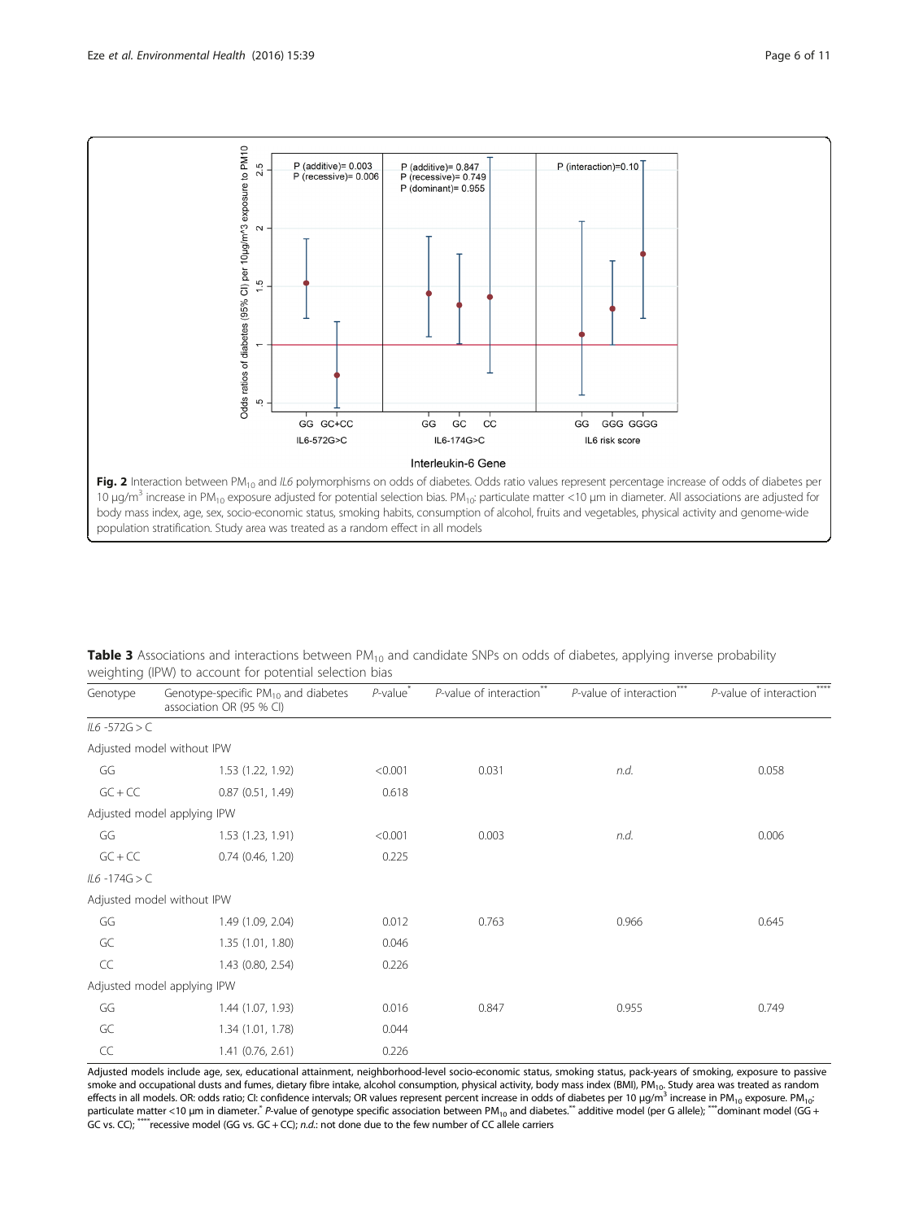**Fig. 2** Interaction between $PM_{10}$ and *IL6* polymorphisms on odds of diabetes. Odds ratio values represent percentage increase of odds of diabetes per 10 μg/m$^3$ increase in $PM_{10}$ exposure adjusted for potential selection bias. $PM_{10}$: particulate matter <10 μm in diameter. All associations are adjusted for body mass index, age, sex, socio-economic status, smoking habits, consumption of alcohol, fruits and vegetables, physical activity and genome-wide population stratification. Study area was treated as a random effect in all models

**Table 3** Associations and interactions between $PM_{10}$ and candidate SNPs on odds of diabetes, applying inverse probability weighting (IPW) to account for potential selection bias

| Genotype | Genotype-specific $PM_{10}$ and diabetes association OR (95 % CI) | *P*-value* | *P*-value of interaction** | *P*-value of interaction*** | *P*-value of interaction**** |
|---|---|---|---|---|---|
| *IL6* -572G > C | | | | | |
| Adjusted model without IPW | | | | | |
| GG | 1.53 (1.22, 1.92) | <0.001 | 0.031 | *n.d.* | 0.058 |
| GC + CC | 0.87 (0.51, 1.49) | 0.618 | | | |
| Adjusted model applying IPW | | | | | |
| GG | 1.53 (1.23, 1.91) | <0.001 | 0.003 | *n.d.* | 0.006 |
| GC + CC | 0.74 (0.46, 1.20) | 0.225 | | | |
| *IL6* -174G > C | | | | | |
| Adjusted model without IPW | | | | | |
| GG | 1.49 (1.09, 2.04) | 0.012 | 0.763 | 0.966 | 0.645 |
| GC | 1.35 (1.01, 1.80) | 0.046 | | | |
| CC | 1.43 (0.80, 2.54) | 0.226 | | | |
| Adjusted model applying IPW | | | | | |
| GG | 1.44 (1.07, 1.93) | 0.016 | 0.847 | 0.955 | 0.749 |
| GC | 1.34 (1.01, 1.78) | 0.044 | | | |
| CC | 1.41 (0.76, 2.61) | 0.226 | | | |

Adjusted models include age, sex, educational attainment, neighborhood-level socio-economic status, smoking status, pack-years of smoking, exposure to passive smoke and occupational dusts and fumes, dietary fibre intake, alcohol consumption, physical activity, body mass index (BMI), $PM_{10}$. Study area was treated as random effects in all models. OR: odds ratio; CI: confidence intervals; OR values represent percent increase in odds of diabetes per 10 μg/m$^3$ increase in $PM_{10}$ exposure. $PM_{10}$: particulate matter <10 μm in diameter. * *P*-value of genotype specific association between $PM_{10}$ and diabetes. ** additive model (per G allele); *** dominant model (GG + GC vs. CC); **** recessive model (GG vs. GC + CC); *n.d.*: not done due to the few number of CC allele carriers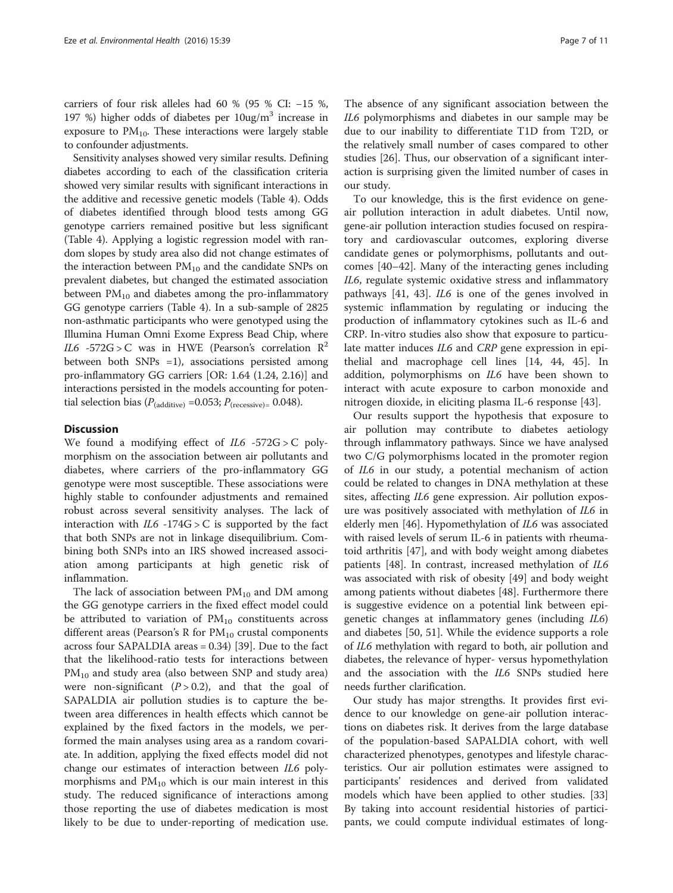carriers of four risk alleles had 60 % (95 % CI: −15 %, 197 %) higher odds of diabetes per $10ug/m^3$ increase in exposure to $PM_{10}$. These interactions were largely stable to confounder adjustments.

Sensitivity analyses showed very similar results. Defining diabetes according to each of the classification criteria showed very similar results with significant interactions in the additive and recessive genetic models (Table 4). Odds of diabetes identified through blood tests among GG genotype carriers remained positive but less significant (Table 4). Applying a logistic regression model with random slopes by study area also did not change estimates of the interaction between $PM_{10}$ and the candidate SNPs on prevalent diabetes, but changed the estimated association between $PM_{10}$ and diabetes among the pro-inflammatory GG genotype carriers (Table 4). In a sub-sample of 2825 non-asthmatic participants who were genotyped using the Illumina Human Omni Exome Express Bead Chip, where *IL6* -572G > C was in HWE (Pearson's correlation $R^2$ between both SNPs =1), associations persisted among pro-inflammatory GG carriers [OR: 1.64 (1.24, 2.16)] and interactions persisted in the models accounting for potential selection bias ($P_{(additive)}$ =0.053; $P_{(recessive)}$= 0.048).

## Discussion

We found a modifying effect of *IL6* -572G > C polymorphism on the association between air pollutants and diabetes, where carriers of the pro-inflammatory GG genotype were most susceptible. These associations were highly stable to confounder adjustments and remained robust across several sensitivity analyses. The lack of interaction with *IL6* -174G > C is supported by the fact that both SNPs are not in linkage disequilibrium. Combining both SNPs into an IRS showed increased association among participants at high genetic risk of inflammation.

The lack of association between $PM_{10}$ and DM among the GG genotype carriers in the fixed effect model could be attributed to variation of $PM_{10}$ constituents across different areas (Pearson's R for $PM_{10}$ crustal components across four SAPALDIA areas = 0.34) [39]. Due to the fact that the likelihood-ratio tests for interactions between $PM_{10}$ and study area (also between SNP and study area) were non-significant ($P > 0.2$), and that the goal of SAPALDIA air pollution studies is to capture the between area differences in health effects which cannot be explained by the fixed factors in the models, we performed the main analyses using area as a random covariate. In addition, applying the fixed effects model did not change our estimates of interaction between *IL6* polymorphisms and $PM_{10}$ which is our main interest in this study. The reduced significance of interactions among those reporting the use of diabetes medication is most likely to be due to under-reporting of medication use. The absence of any significant association between the *IL6* polymorphisms and diabetes in our sample may be due to our inability to differentiate T1D from T2D, or the relatively small number of cases compared to other studies [26]. Thus, our observation of a significant interaction is surprising given the limited number of cases in our study.

To our knowledge, this is the first evidence on gene-air pollution interaction in adult diabetes. Until now, gene-air pollution interaction studies focused on respiratory and cardiovascular outcomes, exploring diverse candidate genes or polymorphisms, pollutants and outcomes [40–42]. Many of the interacting genes including *IL6*, regulate systemic oxidative stress and inflammatory pathways [41, 43]. *IL6* is one of the genes involved in systemic inflammation by regulating or inducing the production of inflammatory cytokines such as IL-6 and CRP. In-vitro studies also show that exposure to particulate matter induces *IL6* and *CRP* gene expression in epithelial and macrophage cell lines [14, 44, 45]. In addition, polymorphisms on *IL6* have been shown to interact with acute exposure to carbon monoxide and nitrogen dioxide, in eliciting plasma IL-6 response [43].

Our results support the hypothesis that exposure to air pollution may contribute to diabetes aetiology through inflammatory pathways. Since we have analysed two C/G polymorphisms located in the promoter region of *IL6* in our study, a potential mechanism of action could be related to changes in DNA methylation at these sites, affecting *IL6* gene expression. Air pollution exposure was positively associated with methylation of *IL6* in elderly men [46]. Hypomethylation of *IL6* was associated with raised levels of serum IL-6 in patients with rheumatoid arthritis [47], and with body weight among diabetes patients [48]. In contrast, increased methylation of *IL6* was associated with risk of obesity [49] and body weight among patients without diabetes [48]. Furthermore there is suggestive evidence on a potential link between epigenetic changes at inflammatory genes (including *IL6*) and diabetes [50, 51]. While the evidence supports a role of *IL6* methylation with regard to both, air pollution and diabetes, the relevance of hyper- versus hypomethylation and the association with the *IL6* SNPs studied here needs further clarification.

Our study has major strengths. It provides first evidence to our knowledge on gene-air pollution interactions on diabetes risk. It derives from the large database of the population-based SAPALDIA cohort, with well characterized phenotypes, genotypes and lifestyle characteristics. Our air pollution estimates were assigned to participants' residences and derived from validated models which have been applied to other studies. [33] By taking into account residential histories of participants, we could compute individual estimates of long-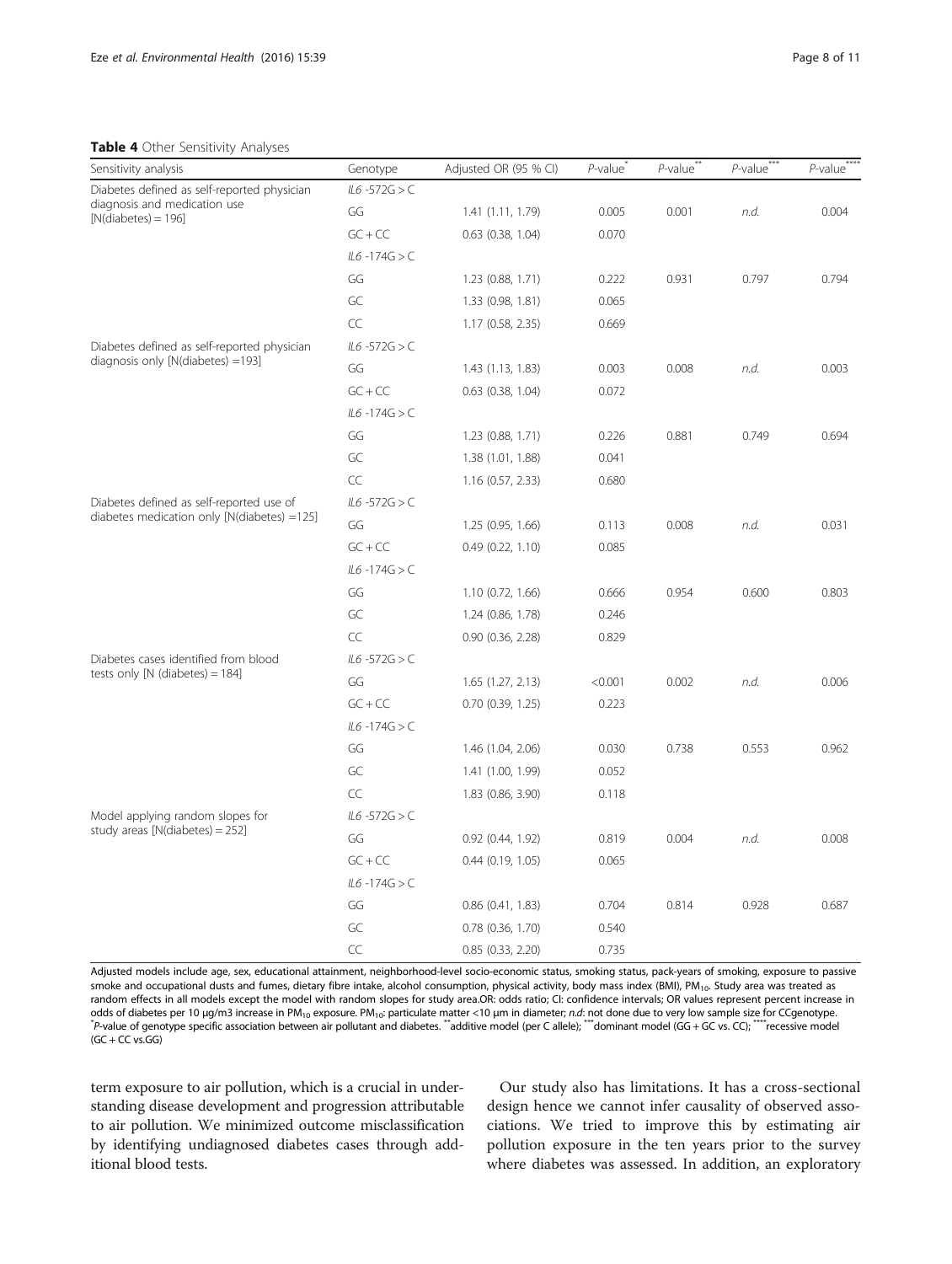**Table 4** Other Sensitivity Analyses

| Sensitivity analysis | Genotype | Adjusted OR (95 % CI) | *P*-value[*] | *P*-value[**] | *P*-value[***] | *P*-value[****] |
| --- | --- | --- | --- | --- | --- | --- |
| Diabetes defined as self-reported physician diagnosis and medication use [N(diabetes) = 196] | *IL6* -572G > C | | | | | |
| | GG | 1.41 (1.11, 1.79) | 0.005 | 0.001 | *n.d.* | 0.004 |
| | GC + CC | 0.63 (0.38, 1.04) | 0.070 | | | |
| | *IL6* -174G > C | | | | | |
| | GG | 1.23 (0.88, 1.71) | 0.222 | 0.931 | 0.797 | 0.794 |
| | GC | 1.33 (0.98, 1.81) | 0.065 | | | |
| | CC | 1.17 (0.58, 2.35) | 0.669 | | | |
| Diabetes defined as self-reported physician diagnosis only [N(diabetes) =193] | *IL6* -572G > C | | | | | |
| | GG | 1.43 (1.13, 1.83) | 0.003 | 0.008 | *n.d.* | 0.003 |
| | GC + CC | 0.63 (0.38, 1.04) | 0.072 | | | |
| | *IL6* -174G > C | | | | | |
| | GG | 1.23 (0.88, 1.71) | 0.226 | 0.881 | 0.749 | 0.694 |
| | GC | 1.38 (1.01, 1.88) | 0.041 | | | |
| | CC | 1.16 (0.57, 2.33) | 0.680 | | | |
| Diabetes defined as self-reported use of diabetes medication only [N(diabetes) =125] | *IL6* -572G > C | | | | | |
| | GG | 1.25 (0.95, 1.66) | 0.113 | 0.008 | *n.d.* | 0.031 |
| | GC + CC | 0.49 (0.22, 1.10) | 0.085 | | | |
| | *IL6* -174G > C | | | | | |
| | GG | 1.10 (0.72, 1.66) | 0.666 | 0.954 | 0.600 | 0.803 |
| | GC | 1.24 (0.86, 1.78) | 0.246 | | | |
| | CC | 0.90 (0.36, 2.28) | 0.829 | | | |
| Diabetes cases identified from blood tests only [N (diabetes) = 184] | *IL6* -572G > C | | | | | |
| | GG | 1.65 (1.27, 2.13) | <0.001 | 0.002 | *n.d.* | 0.006 |
| | GC + CC | 0.70 (0.39, 1.25) | 0.223 | | | |
| | *IL6* -174G > C | | | | | |
| | GG | 1.46 (1.04, 2.06) | 0.030 | 0.738 | 0.553 | 0.962 |
| | GC | 1.41 (1.00, 1.99) | 0.052 | | | |
| | CC | 1.83 (0.86, 3.90) | 0.118 | | | |
| Model applying random slopes for study areas [N(diabetes) = 252] | *IL6* -572G > C | | | | | |
| | GG | 0.92 (0.44, 1.92) | 0.819 | 0.004 | *n.d.* | 0.008 |
| | GC + CC | 0.44 (0.19, 1.05) | 0.065 | | | |
| | *IL6* -174G > C | | | | | |
| | GG | 0.86 (0.41, 1.83) | 0.704 | 0.814 | 0.928 | 0.687 |
| | GC | 0.78 (0.36, 1.70) | 0.540 | | | |
| | CC | 0.85 (0.33, 2.20) | 0.735 | | | |

Adjusted models include age, sex, educational attainment, neighborhood-level socio-economic status, smoking status, pack-years of smoking, exposure to passive smoke and occupational dusts and fumes, dietary fibre intake, alcohol consumption, physical activity, body mass index (BMI), $PM_{10}$. Study area was treated as random effects in all models except the model with random slopes for study area.OR: odds ratio; CI: confidence intervals; OR values represent percent increase in odds of diabetes per 10 μg/m3 increase in $PM_{10}$ exposure. $PM_{10}$: particulate matter <10 μm in diameter; *n.d*: not done due to very low sample size for CCgenotype.
[*]*P*-value of genotype specific association between air pollutant and diabetes. [**]additive model (per C allele); [***]dominant model (GG + GC vs. CC); [****]recessive model (GC + CC vs.GG)

term exposure to air pollution, which is a crucial in understanding disease development and progression attributable to air pollution. We minimized outcome misclassification by identifying undiagnosed diabetes cases through additional blood tests.

Our study also has limitations. It has a cross-sectional design hence we cannot infer causality of observed associations. We tried to improve this by estimating air pollution exposure in the ten years prior to the survey where diabetes was assessed. In addition, an exploratory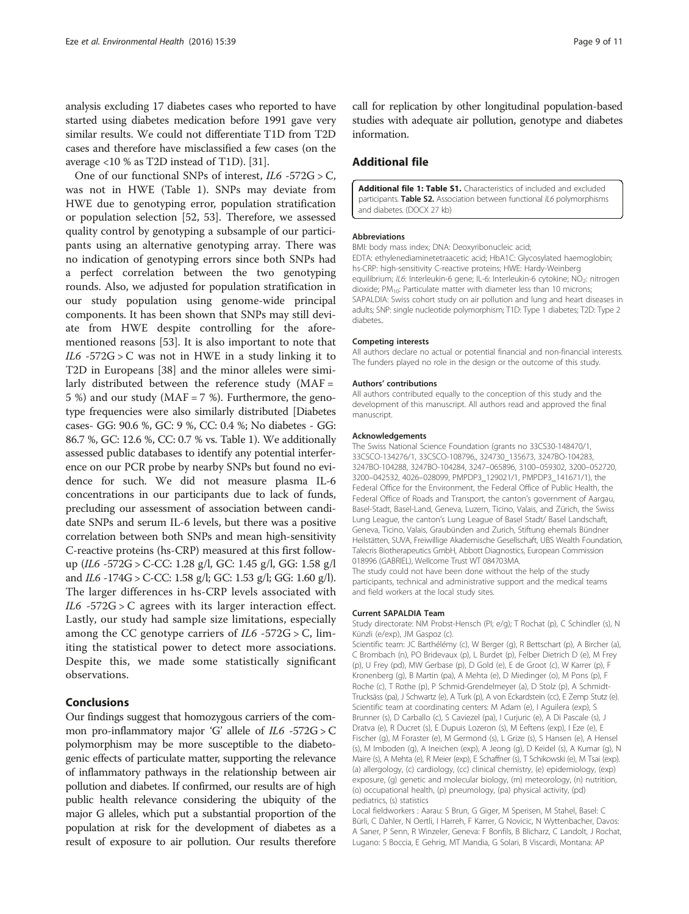analysis excluding 17 diabetes cases who reported to have started using diabetes medication before 1991 gave very similar results. We could not differentiate T1D from T2D cases and therefore have misclassified a few cases (on the average <10 % as T2D instead of T1D). [31].

One of our functional SNPs of interest, *IL6* -572G > C, was not in HWE (Table 1). SNPs may deviate from HWE due to genotyping error, population stratification or population selection [52, 53]. Therefore, we assessed quality control by genotyping a subsample of our participants using an alternative genotyping array. There was no indication of genotyping errors since both SNPs had a perfect correlation between the two genotyping rounds. Also, we adjusted for population stratification in our study population using genome-wide principal components. It has been shown that SNPs may still deviate from HWE despite controlling for the aforementioned reasons [53]. It is also important to note that *IL6* -572G > C was not in HWE in a study linking it to T2D in Europeans [38] and the minor alleles were similarly distributed between the reference study (MAF = 5 %) and our study (MAF = 7 %). Furthermore, the genotype frequencies were also similarly distributed [Diabetes cases- GG: 90.6 %, GC: 9 %, CC: 0.4 %; No diabetes - GG: 86.7 %, GC: 12.6 %, CC: 0.7 % vs. Table 1). We additionally assessed public databases to identify any potential interference on our PCR probe by nearby SNPs but found no evidence for such. We did not measure plasma IL-6 concentrations in our participants due to lack of funds, precluding our assessment of association between candidate SNPs and serum IL-6 levels, but there was a positive correlation between both SNPs and mean high-sensitivity C-reactive proteins (hs-CRP) measured at this first follow-up (*IL6* -572G > C-CC: 1.28 g/l, GC: 1.45 g/l, GG: 1.58 g/l and *IL6* -174G > C-CC: 1.58 g/l; GC: 1.53 g/l; GG: 1.60 g/l). The larger differences in hs-CRP levels associated with *IL6* -572G > C agrees with its larger interaction effect. Lastly, our study had sample size limitations, especially among the CC genotype carriers of *IL6* -572G > C, limiting the statistical power to detect more associations. Despite this, we made some statistically significant observations.

## Conclusions

Our findings suggest that homozygous carriers of the common pro-inflammatory major 'G' allele of *IL6* -572G > C polymorphism may be more susceptible to the diabetogenic effects of particulate matter, supporting the relevance of inflammatory pathways in the relationship between air pollution and diabetes. If confirmed, our results are of high public health relevance considering the ubiquity of the major G alleles, which put a substantial proportion of the population at risk for the development of diabetes as a result of exposure to air pollution. Our results therefore call for replication by other longitudinal population-based studies with adequate air pollution, genotype and diabetes information.

## Additional file

**Additional file 1: Table S1.** Characteristics of included and excluded participants. **Table S2.** Association between functional *IL6* polymorphisms and diabetes. (DOCX 27 kb)

#### Abbreviations

BMI: body mass index; DNA: Deoxyribonucleic acid; EDTA: ethylenediaminetetraacetic acid; HbA1C: Glycosylated haemoglobin; hs-CRP: high-sensitivity C-reactive proteins; HWE: Hardy-Weinberg equilibrium; *IL6*: Interleukin-6 gene; IL-6: Interleukin-6 cytokine; $NO_2$: nitrogen dioxide; $PM_{10}$: Particulate matter with diameter less than 10 microns; SAPALDIA: Swiss cohort study on air pollution and lung and heart diseases in adults; SNP: single nucleotide polymorphism; T1D: Type 1 diabetes; T2D: Type 2 diabetes..

#### Competing interests

All authors declare no actual or potential financial and non-financial interests. The funders played no role in the design or the outcome of this study.

#### Authors' contributions

All authors contributed equally to the conception of this study and the development of this manuscript. All authors read and approved the final manuscript.

#### Acknowledgements

The Swiss National Science Foundation (grants no 33CS30-148470/1, 33CSCO-134276/1, 33CSCO-108796,, 324730_135673, 3247BO-104283, 3247BO-104288, 3247BO-104284, 3247–065896, 3100–059302, 3200–052720, 3200–042532, 4026–028099, PMPDP3_129021/1, PMPDP3_141671/1), the Federal Office for the Environment, the Federal Office of Public Health, the Federal Office of Roads and Transport, the canton's government of Aargau, Basel-Stadt, Basel-Land, Geneva, Luzern, Ticino, Valais, and Zürich, the Swiss Lung League, the canton's Lung League of Basel Stadt/ Basel Landschaft, Geneva, Ticino, Valais, Graubünden and Zurich, Stiftung ehemals Bündner Heilstätten, SUVA, Freiwillige Akademische Gesellschaft, UBS Wealth Foundation, Talecris Biotherapeutics GmbH, Abbott Diagnostics, European Commission 018996 (GABRIEL), Wellcome Trust WT 084703MA.
The study could not have been done without the help of the study participants, technical and administrative support and the medical teams and field workers at the local study sites.

#### Current SAPALDIA Team

Study directorate: NM Probst-Hensch (PI; e/g); T Rochat (p), C Schindler (s), N Künzli (e/exp), JM Gaspoz (c).
Scientific team: JC Barthélémy (c), W Berger (g), R Bettschart (p), A Bircher (a), C Brombach (n), PO Bridevaux (p), L Burdet (p), Felber Dietrich D (e), M Frey (p), U Frey (pd), MW Gerbase (p), D Gold (e), E de Groot (c), W Karrer (p), F Kronenberg (g), B Martin (pa), A Mehta (e), D Miedinger (o), M Pons (p), F Roche (c), T Rothe (p), P Schmid-Grendelmeyer (a), D Stolz (p), A Schmidt-Trucksäss (pa), J Schwartz (e), A Turk (p), A von Eckardstein (cc), E Zemp Stutz (e).
Scientific team at coordinating centers: M Adam (e), I Aguilera (exp), S Brunner (s), D Carballo (c), S Caviezel (pa), I Curjuric (e), A Di Pascale (s), J Dratva (e), R Ducret (s), E Dupuis Lozeron (s), M Eeftens (exp), I Eze (e), E Fischer (g), M Foraster (e), M Germond (s), L Grize (s), S Hansen (e), A Hensel (s), M Imboden (g), A Ineichen (exp), A Jeong (g), D Keidel (s), A Kumar (g), N Maire (s), A Mehta (e), R Meier (exp), E Schaffner (s), T Schikowski (e), M Tsai (exp).
(a) allergology, (c) cardiology, (cc) clinical chemistry, (e) epidemiology, (exp) exposure, (g) genetic and molecular biology, (m) meteorology, (n) nutrition, (o) occupational health, (p) pneumology, (pa) physical activity, (pd) pediatrics, (s) statistics
Local fieldworkers : Aarau: S Brun, G Giger, M Sperisen, M Stahel, Basel: C Bürli, C Dahler, N Oertli, I Harreh, F Karrer, G Novicic, N Wyttenbacher, Davos: A Saner, P Senn, R Winzeler, Geneva: F Bonfils, B Blicharz, C Landolt, J Rochat, Lugano: S Boccia, E Gehrig, MT Mandia, G Solari, B Viscardi, Montana: AP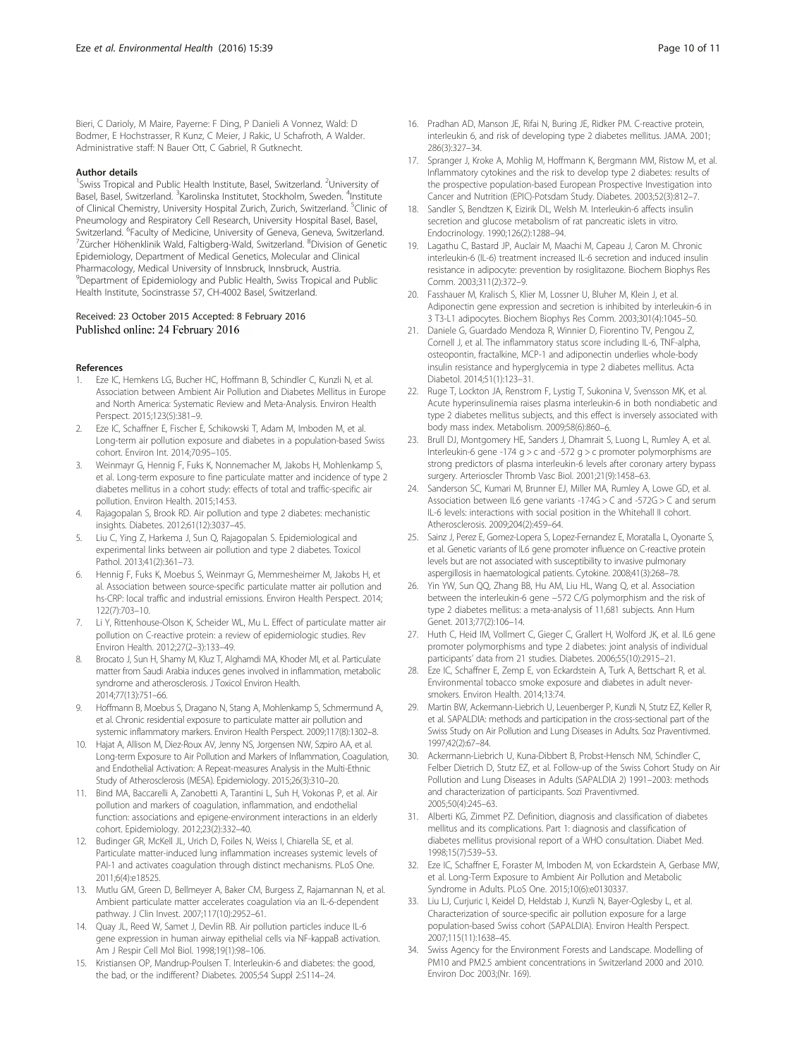Bieri, C Darioly, M Maire, Payerne: F Ding, P Danieli A Vonnez, Wald: D Bodmer, E Hochstrasser, R Kunz, C Meier, J Rakic, U Schafroth, A Walder. Administrative staff: N Bauer Ott, C Gabriel, R Gutknecht.

### Author details

[1]Swiss Tropical and Public Health Institute, Basel, Switzerland. [2]University of Basel, Basel, Switzerland. [3]Karolinska Institutet, Stockholm, Sweden. [4]Institute of Clinical Chemistry, University Hospital Zurich, Zurich, Switzerland. [5]Clinic of Pneumology and Respiratory Cell Research, University Hospital Basel, Basel, Switzerland. [6]Faculty of Medicine, University of Geneva, Geneva, Switzerland. [7]Zürcher Höhenklinik Wald, Faltigberg-Wald, Switzerland. [8]Division of Genetic Epidemiology, Department of Medical Genetics, Molecular and Clinical Pharmacology, Medical University of Innsbruck, Innsbruck, Austria. [9]Department of Epidemiology and Public Health, Swiss Tropical and Public Health Institute, Socinstrasse 57, CH-4002 Basel, Switzerland.

Received: 23 October 2015 Accepted: 8 February 2016
Published online: 24 February 2016

### References

1. Eze IC, Hemkens LG, Bucher HC, Hoffmann B, Schindler C, Kunzli N, et al. Association between Ambient Air Pollution and Diabetes Mellitus in Europe and North America: Systematic Review and Meta-Analysis. Environ Health Perspect. 2015;123(5):381–9.
2. Eze IC, Schaffner E, Fischer E, Schikowski T, Adam M, Imboden M, et al. Long-term air pollution exposure and diabetes in a population-based Swiss cohort. Environ Int. 2014;70:95–105.
3. Weinmayr G, Hennig F, Fuks K, Nonnemacher M, Jakobs H, Mohlenkamp S, et al. Long-term exposure to fine particulate matter and incidence of type 2 diabetes mellitus in a cohort study: effects of total and traffic-specific air pollution. Environ Health. 2015;14:53.
4. Rajagopalan S, Brook RD. Air pollution and type 2 diabetes: mechanistic insights. Diabetes. 2012;61(12):3037–45.
5. Liu C, Ying Z, Harkema J, Sun Q, Rajagopalan S. Epidemiological and experimental links between air pollution and type 2 diabetes. Toxicol Pathol. 2013;41(2):361–73.
6. Hennig F, Fuks K, Moebus S, Weinmayr G, Memmesheimer M, Jakobs H, et al. Association between source-specific particulate matter air pollution and hs-CRP: local traffic and industrial emissions. Environ Health Perspect. 2014; 122(7):703–10.
7. Li Y, Rittenhouse-Olson K, Scheider WL, Mu L. Effect of particulate matter air pollution on C-reactive protein: a review of epidemiologic studies. Rev Environ Health. 2012;27(2–3):133–49.
8. Brocato J, Sun H, Shamy M, Kluz T, Alghamdi MA, Khoder MI, et al. Particulate matter from Saudi Arabia induces genes involved in inflammation, metabolic syndrome and atherosclerosis. J Toxicol Environ Health. 2014;77(13):751–66.
9. Hoffmann B, Moebus S, Dragano N, Stang A, Mohlenkamp S, Schmermund A, et al. Chronic residential exposure to particulate matter air pollution and systemic inflammatory markers. Environ Health Perspect. 2009;117(8):1302–8.
10. Hajat A, Allison M, Diez-Roux AV, Jenny NS, Jorgensen NW, Szpiro AA, et al. Long-term Exposure to Air Pollution and Markers of Inflammation, Coagulation, and Endothelial Activation: A Repeat-measures Analysis in the Multi-Ethnic Study of Atherosclerosis (MESA). Epidemiology. 2015;26(3):310–20.
11. Bind MA, Baccarelli A, Zanobetti A, Tarantini L, Suh H, Vokonas P, et al. Air pollution and markers of coagulation, inflammation, and endothelial function: associations and epigene-environment interactions in an elderly cohort. Epidemiology. 2012;23(2):332–40.
12. Budinger GR, McKell JL, Urich D, Foiles N, Weiss I, Chiarella SE, et al. Particulate matter-induced lung inflammation increases systemic levels of PAI-1 and activates coagulation through distinct mechanisms. PLoS One. 2011;6(4):e18525.
13. Mutlu GM, Green D, Bellmeyer A, Baker CM, Burgess Z, Rajamannan N, et al. Ambient particulate matter accelerates coagulation via an IL-6-dependent pathway. J Clin Invest. 2007;117(10):2952–61.
14. Quay JL, Reed W, Samet J, Devlin RB. Air pollution particles induce IL-6 gene expression in human airway epithelial cells via NF-kappaB activation. Am J Respir Cell Mol Biol. 1998;19(1):98–106.
15. Kristiansen OP, Mandrup-Poulsen T. Interleukin-6 and diabetes: the good, the bad, or the indifferent? Diabetes. 2005;54 Suppl 2:S114–24.
16. Pradhan AD, Manson JE, Rifai N, Buring JE, Ridker PM. C-reactive protein, interleukin 6, and risk of developing type 2 diabetes mellitus. JAMA. 2001; 286(3):327–34.
17. Spranger J, Kroke A, Mohlig M, Hoffmann K, Bergmann MM, Ristow M, et al. Inflammatory cytokines and the risk to develop type 2 diabetes: results of the prospective population-based European Prospective Investigation into Cancer and Nutrition (EPIC)-Potsdam Study. Diabetes. 2003;52(3):812–7.
18. Sandler S, Bendtzen K, Eizirik DL, Welsh M. Interleukin-6 affects insulin secretion and glucose metabolism of rat pancreatic islets in vitro. Endocrinology. 1990;126(2):1288–94.
19. Lagathu C, Bastard JP, Auclair M, Maachi M, Capeau J, Caron M. Chronic interleukin-6 (IL-6) treatment increased IL-6 secretion and induced insulin resistance in adipocyte: prevention by rosiglitazone. Biochem Biophys Res Comm. 2003;311(2):372–9.
20. Fasshauer M, Kralisch S, Klier M, Lossner U, Bluher M, Klein J, et al. Adiponectin gene expression and secretion is inhibited by interleukin-6 in 3 T3-L1 adipocytes. Biochem Biophys Res Comm. 2003;301(4):1045–50.
21. Daniele G, Guardado Mendoza R, Winnier D, Fiorentino TV, Pengou Z, Cornell J, et al. The inflammatory status score including IL-6, TNF-alpha, osteopontin, fractalkine, MCP-1 and adiponectin underlies whole-body insulin resistance and hyperglycemia in type 2 diabetes mellitus. Acta Diabetol. 2014;51(1):123–31.
22. Ruge T, Lockton JA, Renstrom F, Lystig T, Sukonina V, Svensson MK, et al. Acute hyperinsulinemia raises plasma interleukin-6 in both nondiabetic and type 2 diabetes mellitus subjects, and this effect is inversely associated with body mass index. Metabolism. 2009;58(6):860–6.
23. Brull DJ, Montgomery HE, Sanders J, Dhamrait S, Luong L, Rumley A, et al. Interleukin-6 gene -174 g > c and -572 g > c promoter polymorphisms are strong predictors of plasma interleukin-6 levels after coronary artery bypass surgery. Arterioscler Thromb Vasc Biol. 2001;21(9):1458–63.
24. Sanderson SC, Kumari M, Brunner EJ, Miller MA, Rumley A, Lowe GD, et al. Association between IL6 gene variants -174G > C and -572G > C and serum IL-6 levels: interactions with social position in the Whitehall II cohort. Atherosclerosis. 2009;204(2):459–64.
25. Sainz J, Perez E, Gomez-Lopera S, Lopez-Fernandez E, Moratalla L, Oyonarte S, et al. Genetic variants of IL6 gene promoter influence on C-reactive protein levels but are not associated with susceptibility to invasive pulmonary aspergillosis in haematological patients. Cytokine. 2008;41(3):268–78.
26. Yin YW, Sun QQ, Zhang BB, Hu AM, Liu HL, Wang Q, et al. Association between the interleukin-6 gene −572 C/G polymorphism and the risk of type 2 diabetes mellitus: a meta-analysis of 11,681 subjects. Ann Hum Genet. 2013;77(2):106–14.
27. Huth C, Heid IM, Vollmert C, Gieger C, Grallert H, Wolford JK, et al. IL6 gene promoter polymorphisms and type 2 diabetes: joint analysis of individual participants' data from 21 studies. Diabetes. 2006;55(10):2915–21.
28. Eze IC, Schaffner E, Zemp E, von Eckardstein A, Turk A, Bettschart R, et al. Environmental tobacco smoke exposure and diabetes in adult never-smokers. Environ Health. 2014;13:74.
29. Martin BW, Ackermann-Liebrich U, Leuenberger P, Kunzli N, Stutz EZ, Keller R, et al. SAPALDIA: methods and participation in the cross-sectional part of the Swiss Study on Air Pollution and Lung Diseases in Adults. Soz Praventivmed. 1997;42(2):67–84.
30. Ackermann-Liebrich U, Kuna-Dibbert B, Probst-Hensch NM, Schindler C, Felber Dietrich D, Stutz EZ, et al. Follow-up of the Swiss Cohort Study on Air Pollution and Lung Diseases in Adults (SAPALDIA 2) 1991–2003: methods and characterization of participants. Sozi Praventivmed. 2005;50(4):245–63.
31. Alberti KG, Zimmet PZ. Definition, diagnosis and classification of diabetes mellitus and its complications. Part 1: diagnosis and classification of diabetes mellitus provisional report of a WHO consultation. Diabet Med. 1998;15(7):539–53.
32. Eze IC, Schaffner E, Foraster M, Imboden M, von Eckardstein A, Gerbase MW, et al. Long-Term Exposure to Ambient Air Pollution and Metabolic Syndrome in Adults. PLoS One. 2015;10(6):e0130337.
33. Liu LJ, Curjuric I, Keidel D, Heldstab J, Kunzli N, Bayer-Oglesby L, et al. Characterization of source-specific air pollution exposure for a large population-based Swiss cohort (SAPALDIA). Environ Health Perspect. 2007;115(11):1638–45.
34. Swiss Agency for the Environment Forests and Landscape. Modelling of PM10 and PM2.5 ambient concentrations in Switzerland 2000 and 2010. Environ Doc 2003;(Nr. 169).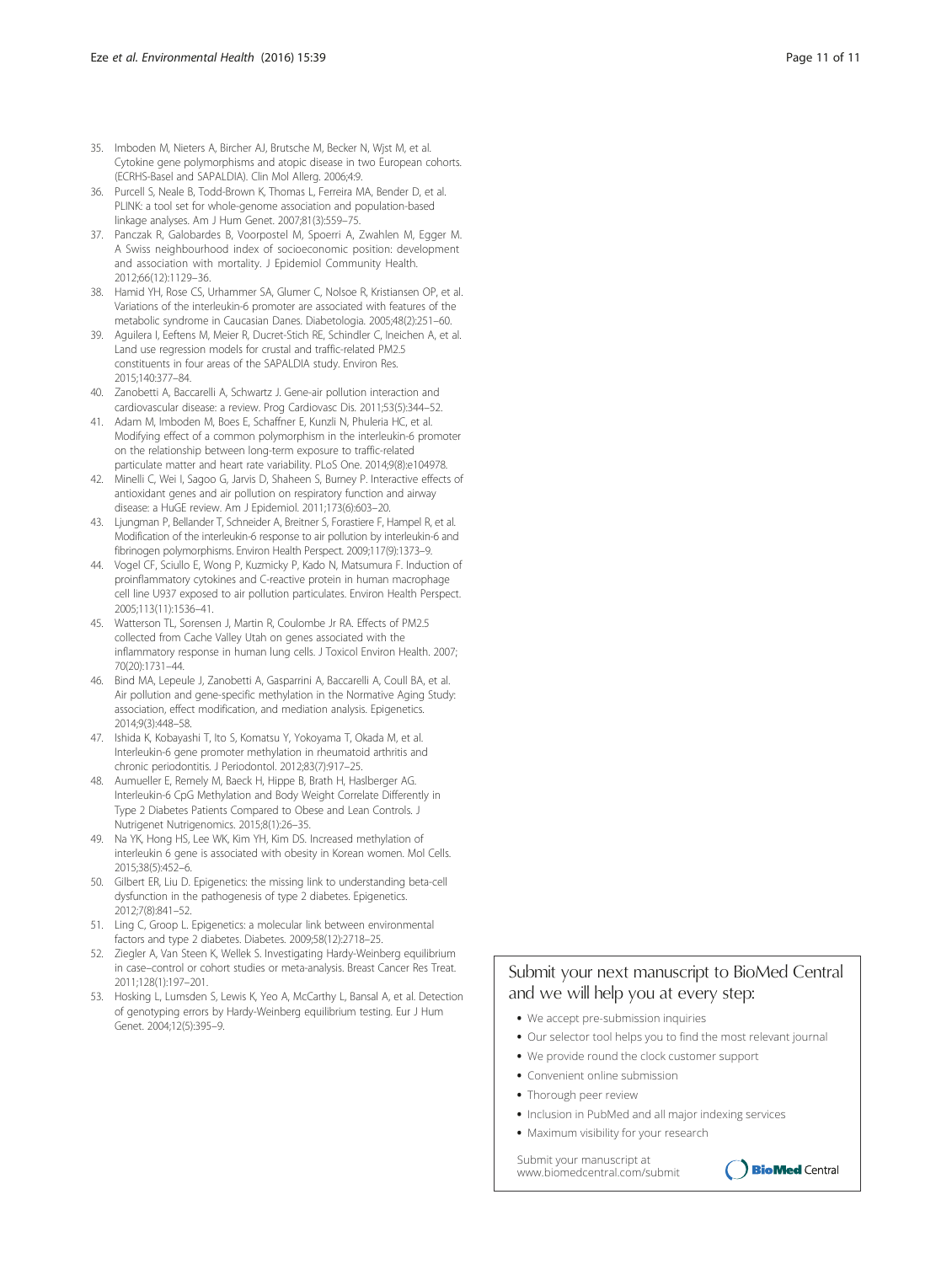35. Imboden M, Nieters A, Bircher AJ, Brutsche M, Becker N, Wjst M, et al. Cytokine gene polymorphisms and atopic disease in two European cohorts. (ECRHS-Basel and SAPALDIA). Clin Mol Allerg. 2006;4:9.
36. Purcell S, Neale B, Todd-Brown K, Thomas L, Ferreira MA, Bender D, et al. PLINK: a tool set for whole-genome association and population-based linkage analyses. Am J Hum Genet. 2007;81(3):559–75.
37. Panczak R, Galobardes B, Voorpostel M, Spoerri A, Zwahlen M, Egger M. A Swiss neighbourhood index of socioeconomic position: development and association with mortality. J Epidemiol Community Health. 2012;66(12):1129–36.
38. Hamid YH, Rose CS, Urhammer SA, Glumer C, Nolsoe R, Kristiansen OP, et al. Variations of the interleukin-6 promoter are associated with features of the metabolic syndrome in Caucasian Danes. Diabetologia. 2005;48(2):251–60.
39. Aguilera I, Eeftens M, Meier R, Ducret-Stich RE, Schindler C, Ineichen A, et al. Land use regression models for crustal and traffic-related PM2.5 constituents in four areas of the SAPALDIA study. Environ Res. 2015;140:377–84.
40. Zanobetti A, Baccarelli A, Schwartz J. Gene-air pollution interaction and cardiovascular disease: a review. Prog Cardiovasc Dis. 2011;53(5):344–52.
41. Adam M, Imboden M, Boes E, Schaffner E, Kunzli N, Phuleria HC, et al. Modifying effect of a common polymorphism in the interleukin-6 promoter on the relationship between long-term exposure to traffic-related particulate matter and heart rate variability. PLoS One. 2014;9(8):e104978.
42. Minelli C, Wei I, Sagoo G, Jarvis D, Shaheen S, Burney P. Interactive effects of antioxidant genes and air pollution on respiratory function and airway disease: a HuGE review. Am J Epidemiol. 2011;173(6):603–20.
43. Ljungman P, Bellander T, Schneider A, Breitner S, Forastiere F, Hampel R, et al. Modification of the interleukin-6 response to air pollution by interleukin-6 and fibrinogen polymorphisms. Environ Health Perspect. 2009;117(9):1373–9.
44. Vogel CF, Sciullo E, Wong P, Kuzmicky P, Kado N, Matsumura F. Induction of proinflammatory cytokines and C-reactive protein in human macrophage cell line U937 exposed to air pollution particulates. Environ Health Perspect. 2005;113(11):1536–41.
45. Watterson TL, Sorensen J, Martin R, Coulombe Jr RA. Effects of PM2.5 collected from Cache Valley Utah on genes associated with the inflammatory response in human lung cells. J Toxicol Environ Health. 2007; 70(20):1731–44.
46. Bind MA, Lepeule J, Zanobetti A, Gasparrini A, Baccarelli A, Coull BA, et al. Air pollution and gene-specific methylation in the Normative Aging Study: association, effect modification, and mediation analysis. Epigenetics. 2014;9(3):448–58.
47. Ishida K, Kobayashi T, Ito S, Komatsu Y, Yokoyama T, Okada M, et al. Interleukin-6 gene promoter methylation in rheumatoid arthritis and chronic periodontitis. J Periodontol. 2012;83(7):917–25.
48. Aumueller E, Remely M, Baeck H, Hippe B, Brath H, Haslberger AG. Interleukin-6 CpG Methylation and Body Weight Correlate Differently in Type 2 Diabetes Patients Compared to Obese and Lean Controls. J Nutrigenet Nutrigenomics. 2015;8(1):26–35.
49. Na YK, Hong HS, Lee WK, Kim YH, Kim DS. Increased methylation of interleukin 6 gene is associated with obesity in Korean women. Mol Cells. 2015;38(5):452–6.
50. Gilbert ER, Liu D. Epigenetics: the missing link to understanding beta-cell dysfunction in the pathogenesis of type 2 diabetes. Epigenetics. 2012;7(8):841–52.
51. Ling C, Groop L. Epigenetics: a molecular link between environmental factors and type 2 diabetes. Diabetes. 2009;58(12):2718–25.
52. Ziegler A, Van Steen K, Wellek S. Investigating Hardy-Weinberg equilibrium in case–control or cohort studies or meta-analysis. Breast Cancer Res Treat. 2011;128(1):197–201.
53. Hosking L, Lumsden S, Lewis K, Yeo A, McCarthy L, Bansal A, et al. Detection of genotyping errors by Hardy-Weinberg equilibrium testing. Eur J Hum Genet. 2004;12(5):395–9.

Submit your next manuscript to BioMed Central and we will help you at every step:

- We accept pre-submission inquiries
- Our selector tool helps you to find the most relevant journal
- We provide round the clock customer support
- Convenient online submission
- Thorough peer review
- Inclusion in PubMed and all major indexing services
- Maximum visibility for your research

Submit your manuscript at www.biomedcentral.com/submit

BioMed Central